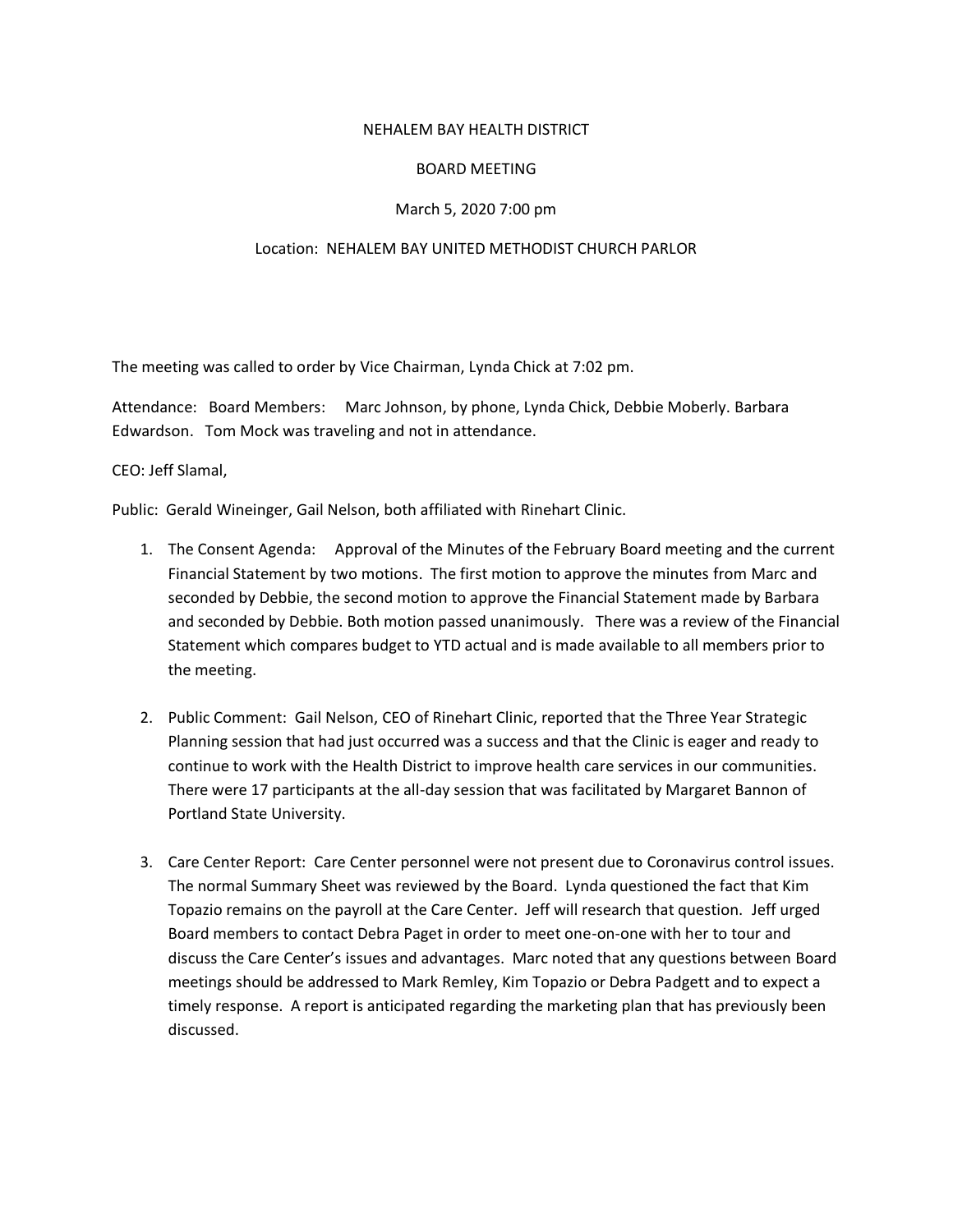NEHALEM BAY HEALTH DISTRICT

BOARD MEETING

March 5, 2020 7:00 pm

Location: NEHALEM BAY UNITED METHODIST CHURCH PARLOR

The meeting was called to order by Vice Chairman, Lynda Chick at 7:02 pm.

Attendance: Board Members: Marc Johnson, by phone, Lynda Chick, Debbie Moberly. Barbara Edwardson. Tom Mock was traveling and not in attendance.

CEO: Jeff Slamal,

Public: Gerald Wineinger, Gail Nelson, both affiliated with Rinehart Clinic.

1. The Consent Agenda: Approval of the Minutes of the February Board meeting and the current Financial Statement by two motions. The first motion to approve the minutes from Marc and seconded by Debbie, the second motion to approve the Financial Statement made by Barbara and seconded by Debbie. Both motion passed unanimously. There was a review of the Financial Statement which compares budget to YTD actual and is made available to all members prior to the meeting.

2. Public Comment: Gail Nelson, CEO of Rinehart Clinic, reported that the Three Year Strategic Planning session that had just occurred was a success and that the Clinic is eager and ready to continue to work with the Health District to improve health care services in our communities. There were 17 participants at the all-day session that was facilitated by Margaret Bannon of Portland State University.

3. Care Center Report: Care Center personnel were not present due to Coronavirus control issues. The normal Summary Sheet was reviewed by the Board. Lynda questioned the fact that Kim Topazio remains on the payroll at the Care Center. Jeff will research that question. Jeff urged Board members to contact Debra Paget in order to meet one-on-one with her to tour and discuss the Care Center's issues and advantages. Marc noted that any questions between Board meetings should be addressed to Mark Remley, Kim Topazio or Debra Padgett and to expect a timely response. A report is anticipated regarding the marketing plan that has previously been discussed.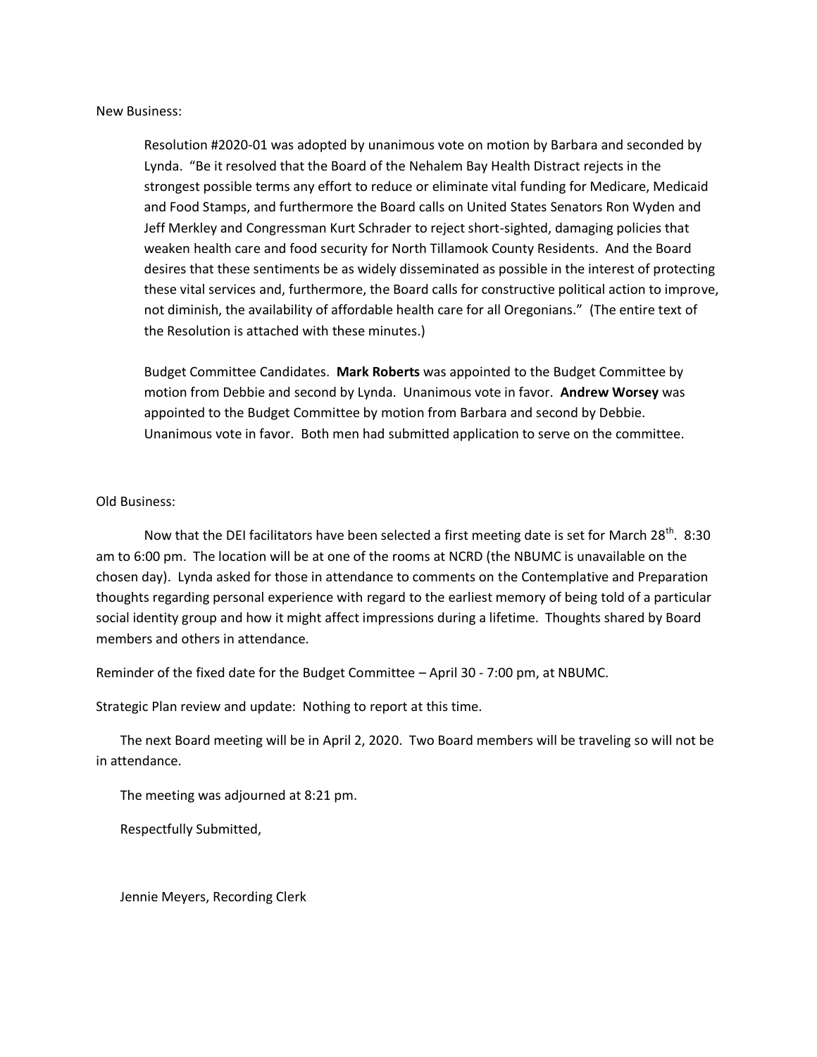New Business:

Resolution #2020-01 was adopted by unanimous vote on motion by Barbara and seconded by Lynda. "Be it resolved that the Board of the Nehalem Bay Health Distract rejects in the strongest possible terms any effort to reduce or eliminate vital funding for Medicare, Medicaid and Food Stamps, and furthermore the Board calls on United States Senators Ron Wyden and Jeff Merkley and Congressman Kurt Schrader to reject short-sighted, damaging policies that weaken health care and food security for North Tillamook County Residents. And the Board desires that these sentiments be as widely disseminated as possible in the interest of protecting these vital services and, furthermore, the Board calls for constructive political action to improve, not diminish, the availability of affordable health care for all Oregonians." (The entire text of the Resolution is attached with these minutes.)

Budget Committee Candidates. **Mark Roberts** was appointed to the Budget Committee by motion from Debbie and second by Lynda. Unanimous vote in favor. **Andrew Worsey** was appointed to the Budget Committee by motion from Barbara and second by Debbie. Unanimous vote in favor. Both men had submitted application to serve on the committee.

Old Business:

Now that the DEI facilitators have been selected a first meeting date is set for March 28th. 8:30 am to 6:00 pm. The location will be at one of the rooms at NCRD (the NBUMC is unavailable on the chosen day). Lynda asked for those in attendance to comments on the Contemplative and Preparation thoughts regarding personal experience with regard to the earliest memory of being told of a particular social identity group and how it might affect impressions during a lifetime. Thoughts shared by Board members and others in attendance.

Reminder of the fixed date for the Budget Committee – April 30 - 7:00 pm, at NBUMC.

Strategic Plan review and update: Nothing to report at this time.

The next Board meeting will be in April 2, 2020. Two Board members will be traveling so will not be in attendance.

The meeting was adjourned at 8:21 pm.

Respectfully Submitted,

Jennie Meyers, Recording Clerk